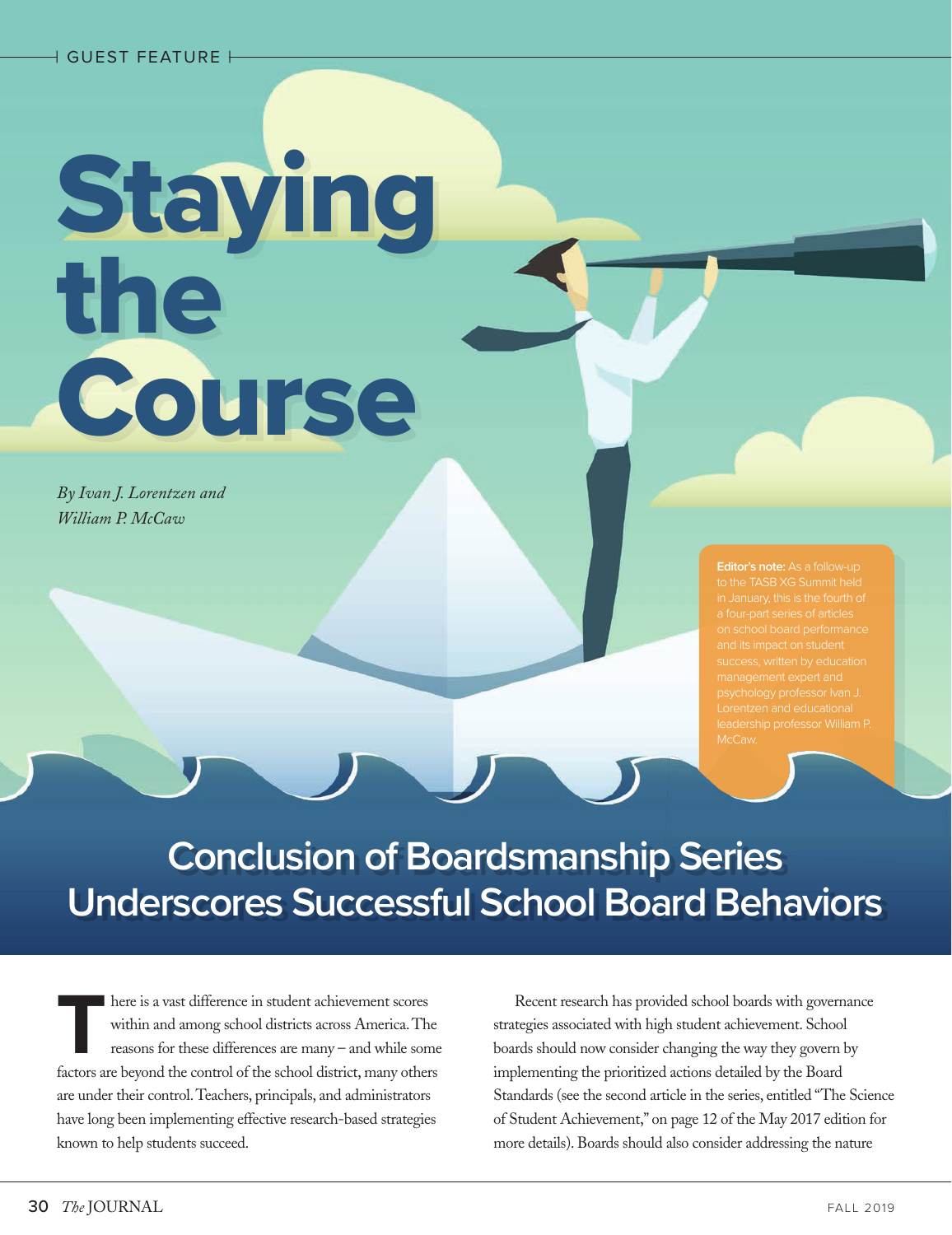GUEST FEATURE

# Staying the Course

*By Ivan J. Lorentzen and William P. McCaw*

**Editor's note:** As a follow-up to the TASB XG Summit held in January, this is the fourth of a four-part series of articles on school board performance and its impact on student success, written by education management expert and psychology professor Ivan J. Lorentzen and educational leadership professor William P. McCaw.

## Conclusion of Boardsmanship Series Underscores Successful School Board Behaviors

There is a vast difference in student achievement scores within and among school districts across America. The reasons for these differences are many – and while some factors are beyond the control of the school district, many others are under their control. Teachers, principals, and administrators have long been implementing effective research-based strategies known to help students succeed.

Recent research has provided school boards with governance strategies associated with high student achievement. School boards should now consider changing the way they govern by implementing the prioritized actions detailed by the Board Standards (see the second article in the series, entitled "The Science of Student Achievement," on page 12 of the May 2017 edition for more details). Boards should also consider addressing the nature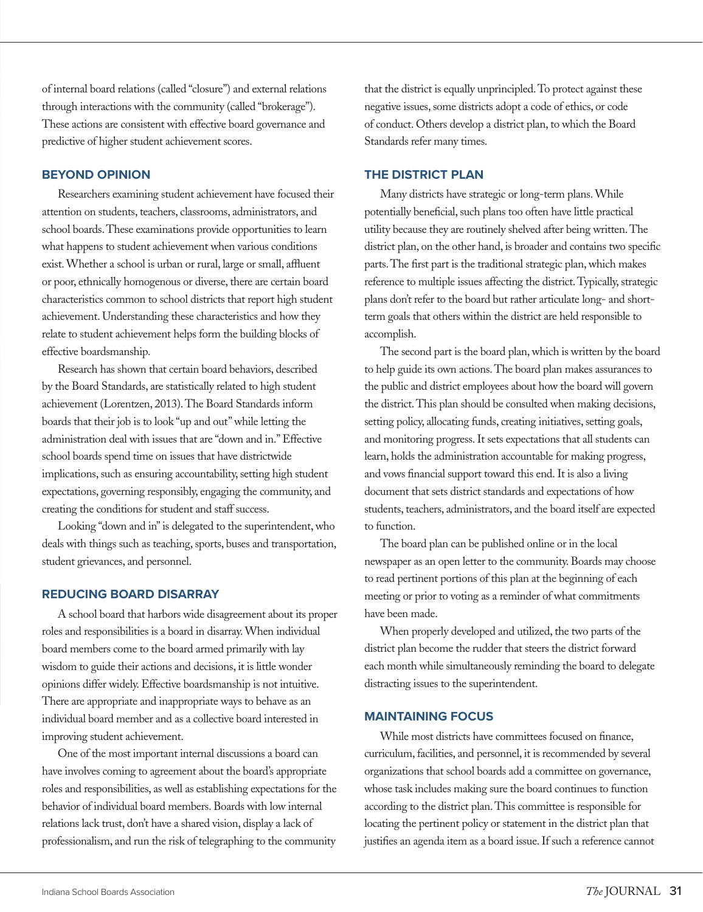of internal board relations (called "closure") and external relations through interactions with the community (called "brokerage"). These actions are consistent with effective board governance and predictive of higher student achievement scores.

## BEYOND OPINION

Researchers examining student achievement have focused their attention on students, teachers, classrooms, administrators, and school boards. These examinations provide opportunities to learn what happens to student achievement when various conditions exist. Whether a school is urban or rural, large or small, affluent or poor, ethnically homogenous or diverse, there are certain board characteristics common to school districts that report high student achievement. Understanding these characteristics and how they relate to student achievement helps form the building blocks of effective boardsmanship.

Research has shown that certain board behaviors, described by the Board Standards, are statistically related to high student achievement (Lorentzen, 2013). The Board Standards inform boards that their job is to look "up and out" while letting the administration deal with issues that are "down and in." Effective school boards spend time on issues that have districtwide implications, such as ensuring accountability, setting high student expectations, governing responsibly, engaging the community, and creating the conditions for student and staff success.

Looking "down and in" is delegated to the superintendent, who deals with things such as teaching, sports, buses and transportation, student grievances, and personnel.

## REDUCING BOARD DISARRAY

A school board that harbors wide disagreement about its proper roles and responsibilities is a board in disarray. When individual board members come to the board armed primarily with lay wisdom to guide their actions and decisions, it is little wonder opinions differ widely. Effective boardsmanship is not intuitive. There are appropriate and inappropriate ways to behave as an individual board member and as a collective board interested in improving student achievement.

One of the most important internal discussions a board can have involves coming to agreement about the board's appropriate roles and responsibilities, as well as establishing expectations for the behavior of individual board members. Boards with low internal relations lack trust, don't have a shared vision, display a lack of professionalism, and run the risk of telegraphing to the community that the district is equally unprincipled. To protect against these negative issues, some districts adopt a code of ethics, or code of conduct. Others develop a district plan, to which the Board Standards refer many times.

## THE DISTRICT PLAN

Many districts have strategic or long-term plans. While potentially beneficial, such plans too often have little practical utility because they are routinely shelved after being written. The district plan, on the other hand, is broader and contains two specific parts. The first part is the traditional strategic plan, which makes reference to multiple issues affecting the district. Typically, strategic plans don't refer to the board but rather articulate long- and short-term goals that others within the district are held responsible to accomplish.

The second part is the board plan, which is written by the board to help guide its own actions. The board plan makes assurances to the public and district employees about how the board will govern the district. This plan should be consulted when making decisions, setting policy, allocating funds, creating initiatives, setting goals, and monitoring progress. It sets expectations that all students can learn, holds the administration accountable for making progress, and vows financial support toward this end. It is also a living document that sets district standards and expectations of how students, teachers, administrators, and the board itself are expected to function.

The board plan can be published online or in the local newspaper as an open letter to the community. Boards may choose to read pertinent portions of this plan at the beginning of each meeting or prior to voting as a reminder of what commitments have been made.

When properly developed and utilized, the two parts of the district plan become the rudder that steers the district forward each month while simultaneously reminding the board to delegate distracting issues to the superintendent.

## MAINTAINING FOCUS

While most districts have committees focused on finance, curriculum, facilities, and personnel, it is recommended by several organizations that school boards add a committee on governance, whose task includes making sure the board continues to function according to the district plan. This committee is responsible for locating the pertinent policy or statement in the district plan that justifies an agenda item as a board issue. If such a reference cannot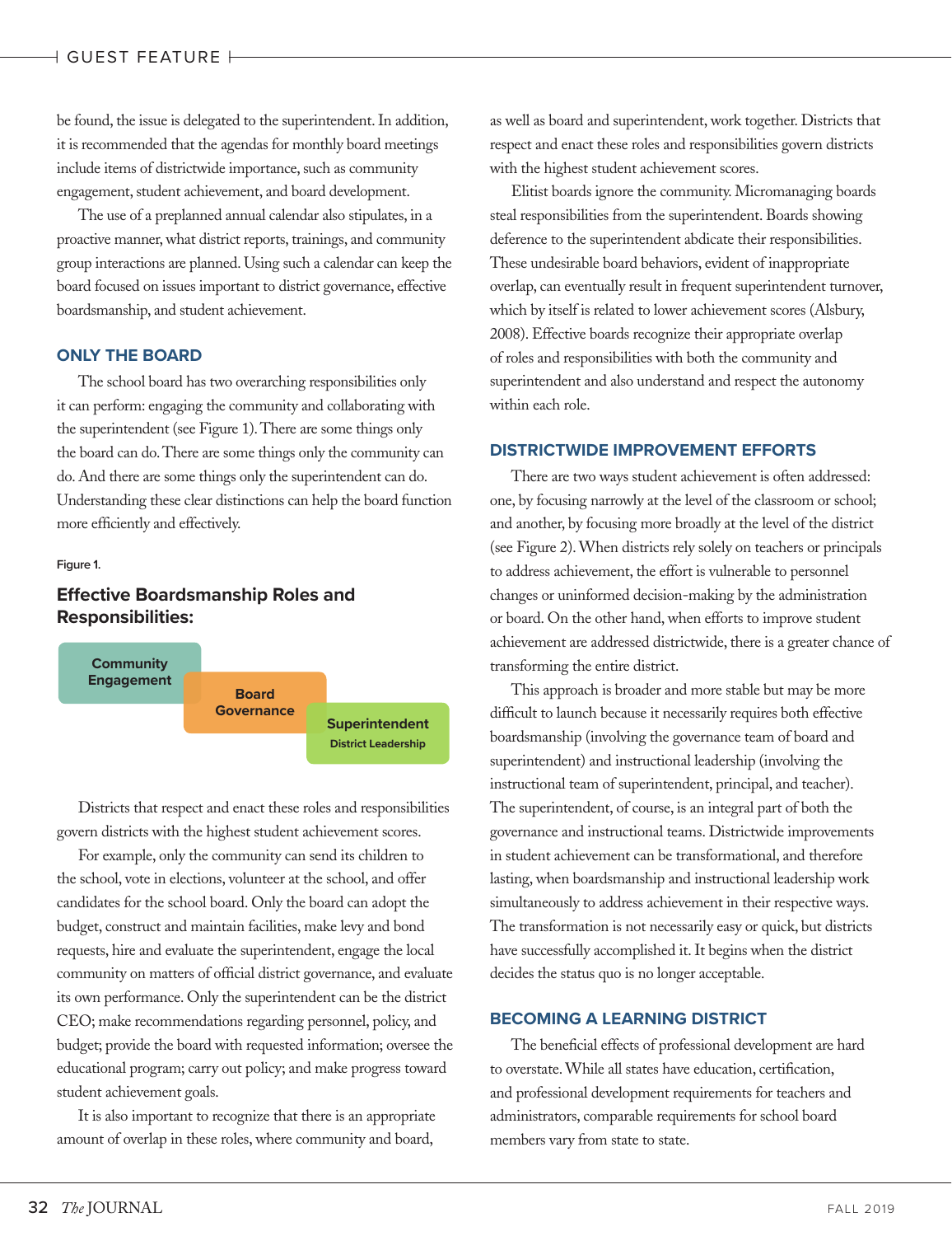be found, the issue is delegated to the superintendent. In addition, it is recommended that the agendas for monthly board meetings include items of districtwide importance, such as community engagement, student achievement, and board development.

The use of a preplanned annual calendar also stipulates, in a proactive manner, what district reports, trainings, and community group interactions are planned. Using such a calendar can keep the board focused on issues important to district governance, effective boardsmanship, and student achievement.

## ONLY THE BOARD

The school board has two overarching responsibilities only it can perform: engaging the community and collaborating with the superintendent (see Figure 1). There are some things only the board can do. There are some things only the community can do. And there are some things only the superintendent can do. Understanding these clear distinctions can help the board function more efficiently and effectively.

Figure 1.

### Effective Boardsmanship Roles and Responsibilities:

Community Engagement

Board Governance

Superintendent District Leadership

Districts that respect and enact these roles and responsibilities govern districts with the highest student achievement scores.

For example, only the community can send its children to the school, vote in elections, volunteer at the school, and offer candidates for the school board. Only the board can adopt the budget, construct and maintain facilities, make levy and bond requests, hire and evaluate the superintendent, engage the local community on matters of official district governance, and evaluate its own performance. Only the superintendent can be the district CEO; make recommendations regarding personnel, policy, and budget; provide the board with requested information; oversee the educational program; carry out policy; and make progress toward student achievement goals.

It is also important to recognize that there is an appropriate amount of overlap in these roles, where community and board, as well as board and superintendent, work together. Districts that respect and enact these roles and responsibilities govern districts with the highest student achievement scores.

Elitist boards ignore the community. Micromanaging boards steal responsibilities from the superintendent. Boards showing deference to the superintendent abdicate their responsibilities. These undesirable board behaviors, evident of inappropriate overlap, can eventually result in frequent superintendent turnover, which by itself is related to lower achievement scores (Alsbury, 2008). Effective boards recognize their appropriate overlap of roles and responsibilities with both the community and superintendent and also understand and respect the autonomy within each role.

## DISTRICTWIDE IMPROVEMENT EFFORTS

There are two ways student achievement is often addressed: one, by focusing narrowly at the level of the classroom or school; and another, by focusing more broadly at the level of the district (see Figure 2). When districts rely solely on teachers or principals to address achievement, the effort is vulnerable to personnel changes or uninformed decision-making by the administration or board. On the other hand, when efforts to improve student achievement are addressed districtwide, there is a greater chance of transforming the entire district.

This approach is broader and more stable but may be more difficult to launch because it necessarily requires both effective boardsmanship (involving the governance team of board and superintendent) and instructional leadership (involving the instructional team of superintendent, principal, and teacher). The superintendent, of course, is an integral part of both the governance and instructional teams. Districtwide improvements in student achievement can be transformational, and therefore lasting, when boardsmanship and instructional leadership work simultaneously to address achievement in their respective ways. The transformation is not necessarily easy or quick, but districts have successfully accomplished it. It begins when the district decides the status quo is no longer acceptable.

## BECOMING A LEARNING DISTRICT

The beneficial effects of professional development are hard to overstate. While all states have education, certification, and professional development requirements for teachers and administrators, comparable requirements for school board members vary from state to state.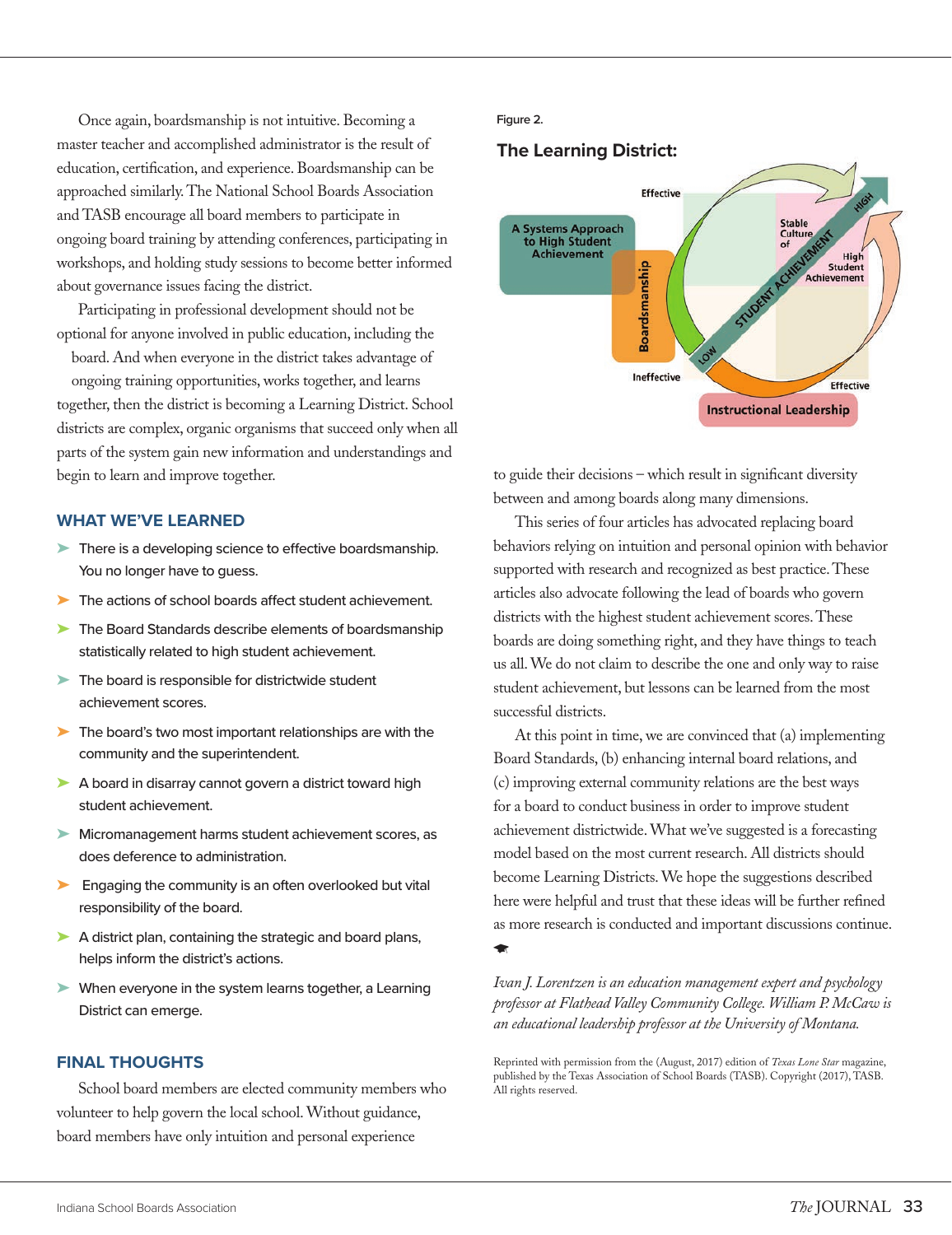Once again, boardsmanship is not intuitive. Becoming a master teacher and accomplished administrator is the result of education, certification, and experience. Boardsmanship can be approached similarly. The National School Boards Association and TASB encourage all board members to participate in ongoing board training by attending conferences, participating in workshops, and holding study sessions to become better informed about governance issues facing the district.

Participating in professional development should not be optional for anyone involved in public education, including the board. And when everyone in the district takes advantage of ongoing training opportunities, works together, and learns together, then the district is becoming a Learning District. School districts are complex, organic organisms that succeed only when all parts of the system gain new information and understandings and begin to learn and improve together.

## WHAT WE'VE LEARNED

- There is a developing science to effective boardsmanship. You no longer have to guess.
- The actions of school boards affect student achievement.
- The Board Standards describe elements of boardsmanship statistically related to high student achievement.
- The board is responsible for districtwide student achievement scores.
- The board's two most important relationships are with the community and the superintendent.
- A board in disarray cannot govern a district toward high student achievement.
- Micromanagement harms student achievement scores, as does deference to administration.
- Engaging the community is an often overlooked but vital responsibility of the board.
- A district plan, containing the strategic and board plans, helps inform the district's actions.
- When everyone in the system learns together, a Learning District can emerge.

## FINAL THOUGHTS

School board members are elected community members who volunteer to help govern the local school. Without guidance, board members have only intuition and personal experience to guide their decisions – which result in significant diversity between and among boards along many dimensions.

Figure 2.

**The Learning District:**

A Systems Approach to High Student Achievement

Effective

Boardsmanship

Ineffective

Stable Culture of High Student Achievement

LOW

STUDENT ACHIEVEMENT

HIGH

Effective

Instructional Leadership

This series of four articles has advocated replacing board behaviors relying on intuition and personal opinion with behavior supported with research and recognized as best practice. These articles also advocate following the lead of boards who govern districts with the highest student achievement scores. These boards are doing something right, and they have things to teach us all. We do not claim to describe the one and only way to raise student achievement, but lessons can be learned from the most successful districts.

At this point in time, we are convinced that (a) implementing Board Standards, (b) enhancing internal board relations, and (c) improving external community relations are the best ways for a board to conduct business in order to improve student achievement districtwide. What we've suggested is a forecasting model based on the most current research. All districts should become Learning Districts. We hope the suggestions described here were helpful and trust that these ideas will be further refined as more research is conducted and important discussions continue.

*Ivan J. Lorentzen is an education management expert and psychology professor at Flathead Valley Community College. William P. McCaw is an educational leadership professor at the University of Montana.*

Reprinted with permission from the (August, 2017) edition of *Texas Lone Star* magazine, published by the Texas Association of School Boards (TASB). Copyright (2017), TASB. All rights reserved.